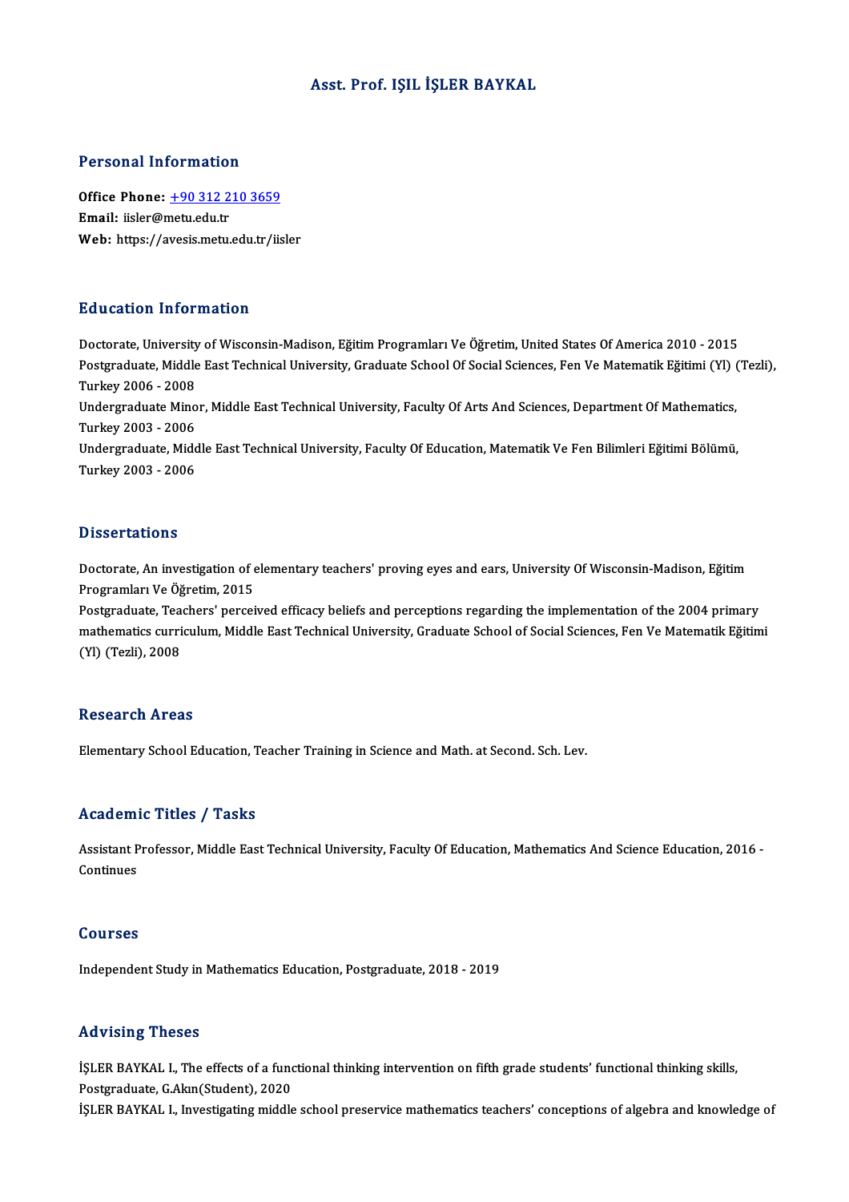# Asst. Prof. IŞIL İŞLER BAYKAL

## Personal Information

**Office Phone:** +90 312 210 3659
**Email:** iisler@metu.edu.tr
**Web:** https://avesis.metu.edu.tr/iisler

## Education Information

Doctorate, University of Wisconsin-Madison, Eğitim Programları Ve Öğretim, United States Of America 2010 - 2015
Postgraduate, Middle East Technical University, Graduate School Of Social Sciences, Fen Ve Matematik Eğitimi (Yl) (Tezli), Turkey 2006 - 2008
Undergraduate Minor, Middle East Technical University, Faculty Of Arts And Sciences, Department Of Mathematics, Turkey 2003 - 2006
Undergraduate, Middle East Technical University, Faculty Of Education, Matematik Ve Fen Bilimleri Eğitimi Bölümü, Turkey 2003 - 2006

## Dissertations

Doctorate, An investigation of elementary teachers' proving eyes and ears, University Of Wisconsin-Madison, Eğitim Programları Ve Öğretim, 2015
Postgraduate, Teachers' perceived efficacy beliefs and perceptions regarding the implementation of the 2004 primary mathematics curriculum, Middle East Technical University, Graduate School of Social Sciences, Fen Ve Matematik Eğitimi (Yl) (Tezli), 2008

## Research Areas

Elementary School Education, Teacher Training in Science and Math. at Second. Sch. Lev.

## Academic Titles / Tasks

Assistant Professor, Middle East Technical University, Faculty Of Education, Mathematics And Science Education, 2016 - Continues

## Courses

Independent Study in Mathematics Education, Postgraduate, 2018 - 2019

## Advising Theses

İŞLER BAYKAL I., The effects of a functional thinking intervention on fifth grade students' functional thinking skills, Postgraduate, G.Akın(Student), 2020
İŞLER BAYKAL I., Investigating middle school preservice mathematics teachers' conceptions of algebra and knowledge of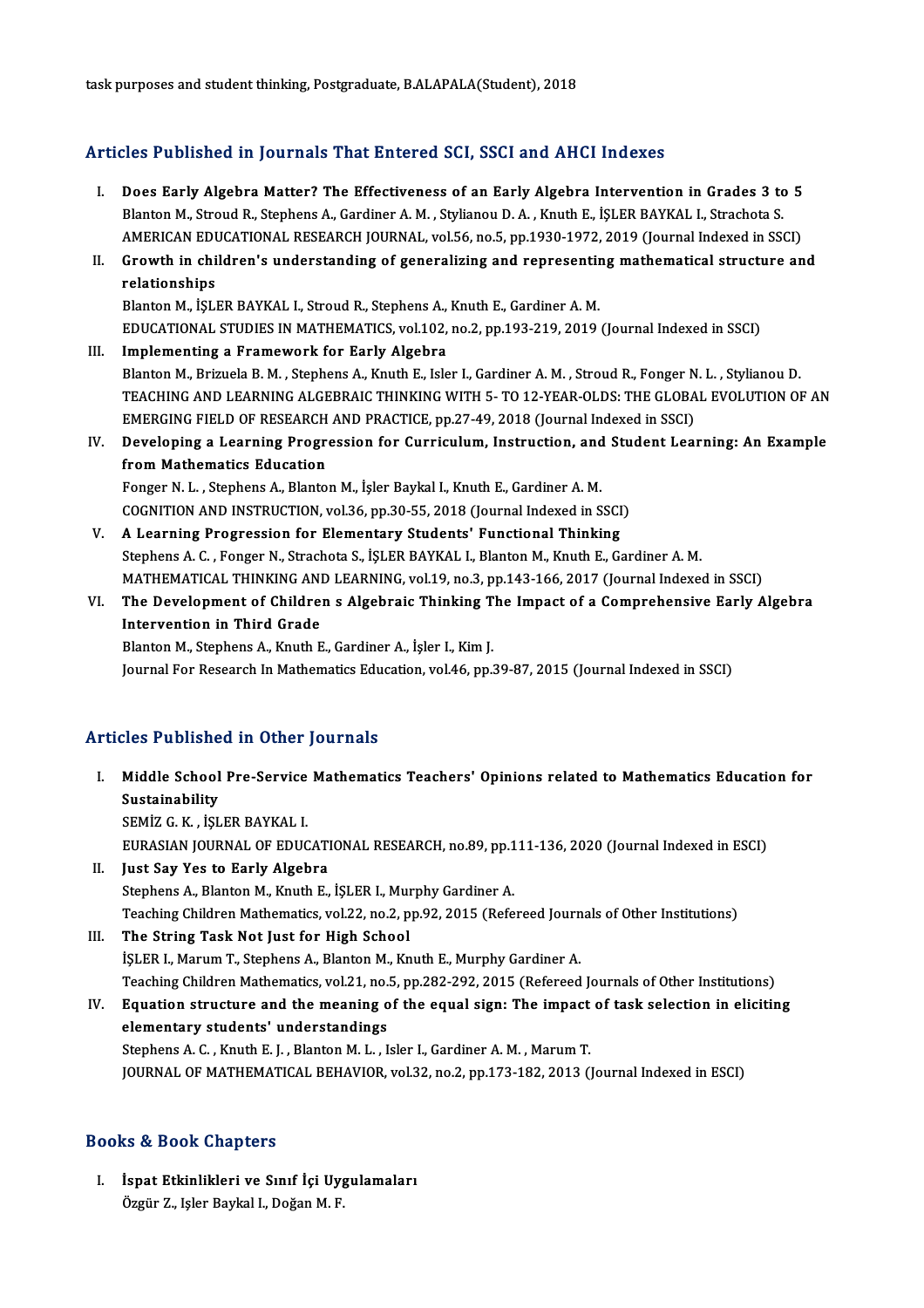task purposes and student thinking, Postgraduate, B.ALAPALA(Student), 2018

## Articles Published in Journals That Entered SCI, SSCI and AHCI Indexes

I. **Does Early Algebra Matter? The Effectiveness of an Early Algebra Intervention in Grades 3 to 5**
Blanton M., Stroud R., Stephens A., Gardiner A. M. , Stylianou D. A. , Knuth E., İŞLER BAYKAL I., Strachota S.
AMERICAN EDUCATIONAL RESEARCH JOURNAL, vol.56, no.5, pp.1930-1972, 2019 (Journal Indexed in SSCI)

II. **Growth in children's understanding of generalizing and representing mathematical structure and relationships**
Blanton M., İŞLER BAYKAL I., Stroud R., Stephens A., Knuth E., Gardiner A. M.
EDUCATIONAL STUDIES IN MATHEMATICS, vol.102, no.2, pp.193-219, 2019 (Journal Indexed in SSCI)

III. **Implementing a Framework for Early Algebra**
Blanton M., Brizuela B. M. , Stephens A., Knuth E., Isler I., Gardiner A. M. , Stroud R., Fonger N. L. , Stylianou D.
TEACHING AND LEARNING ALGEBRAIC THINKING WITH 5- TO 12-YEAR-OLDS: THE GLOBAL EVOLUTION OF AN EMERGING FIELD OF RESEARCH AND PRACTICE, pp.27-49, 2018 (Journal Indexed in SSCI)

IV. **Developing a Learning Progression for Curriculum, Instruction, and Student Learning: An Example from Mathematics Education**
Fonger N. L. , Stephens A., Blanton M., İşler Baykal I., Knuth E., Gardiner A. M.
COGNITION AND INSTRUCTION, vol.36, pp.30-55, 2018 (Journal Indexed in SSCI)

V. **A Learning Progression for Elementary Students' Functional Thinking**
Stephens A. C. , Fonger N., Strachota S., İŞLER BAYKAL I., Blanton M., Knuth E., Gardiner A. M.
MATHEMATICAL THINKING AND LEARNING, vol.19, no.3, pp.143-166, 2017 (Journal Indexed in SSCI)

VI. **The Development of Children s Algebraic Thinking The Impact of a Comprehensive Early Algebra Intervention in Third Grade**
Blanton M., Stephens A., Knuth E., Gardiner A., İşler I., Kim J.
Journal For Research In Mathematics Education, vol.46, pp.39-87, 2015 (Journal Indexed in SSCI)

## Articles Published in Other Journals

I. **Middle School Pre-Service Mathematics Teachers' Opinions related to Mathematics Education for Sustainability**
SEMİZ G. K. , İŞLER BAYKAL I.
EURASIAN JOURNAL OF EDUCATIONAL RESEARCH, no.89, pp.111-136, 2020 (Journal Indexed in ESCI)

II. **Just Say Yes to Early Algebra**
Stephens A., Blanton M., Knuth E., İŞLER I., Murphy Gardiner A.
Teaching Children Mathematics, vol.22, no.2, pp.92, 2015 (Refereed Journals of Other Institutions)

III. **The String Task Not Just for High School**
İŞLER I., Marum T., Stephens A., Blanton M., Knuth E., Murphy Gardiner A.
Teaching Children Mathematics, vol.21, no.5, pp.282-292, 2015 (Refereed Journals of Other Institutions)

IV. **Equation structure and the meaning of the equal sign: The impact of task selection in eliciting elementary students' understandings**
Stephens A. C. , Knuth E. J. , Blanton M. L. , Isler I., Gardiner A. M. , Marum T.
JOURNAL OF MATHEMATICAL BEHAVIOR, vol.32, no.2, pp.173-182, 2013 (Journal Indexed in ESCI)

## Books & Book Chapters

I. **İspat Etkinlikleri ve Sınıf İçi Uygulamaları**
Özgür Z., Işler Baykal I., Doğan M. F.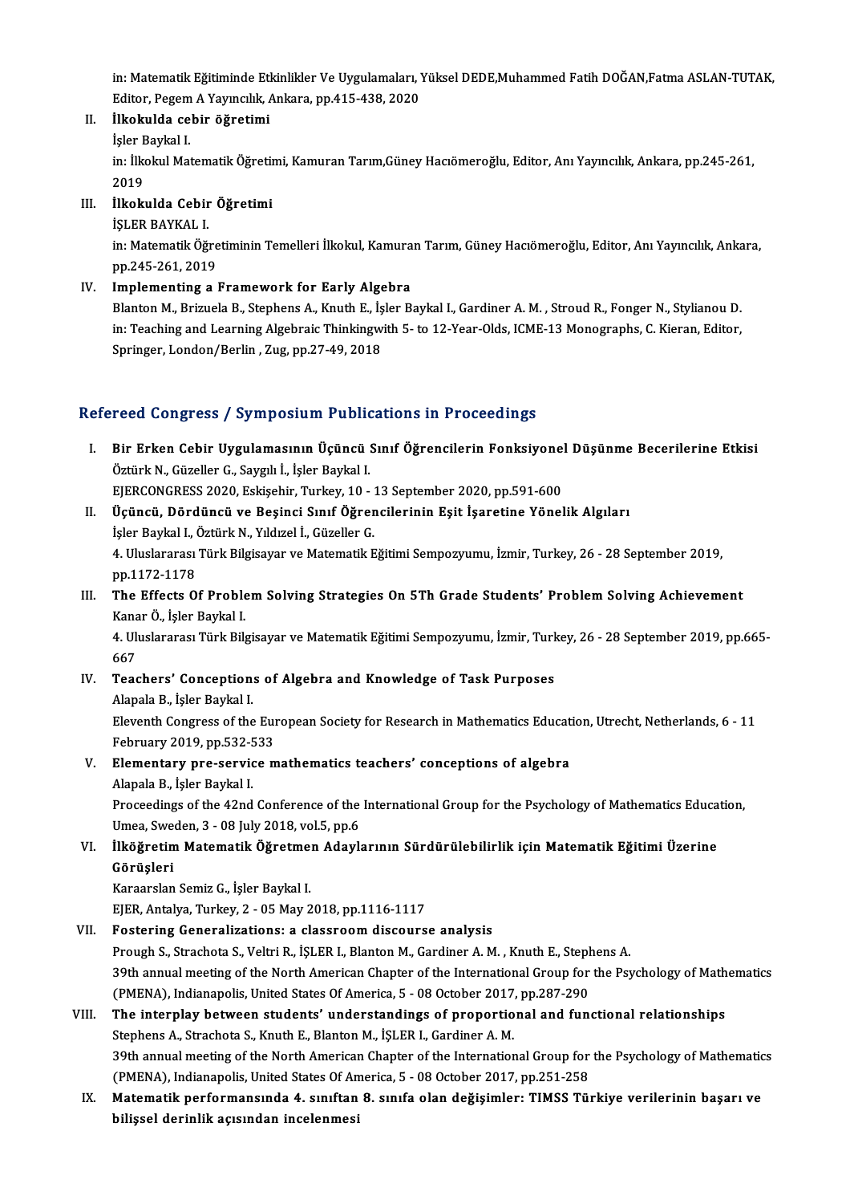in: Matematik Eğitiminde Etkinlikler Ve Uygulamaları, Yüksel DEDE,Muhammed Fatih DOĞAN,Fatma ASLAN-TUTAK, Editor, Pegem A Yayıncılık, Ankara, pp.415-438, 2020

II. **İlkokulda cebir öğretimi**
İşler Baykal I.
in: İlkokul Matematik Öğretimi, Kamuran Tarım,Güney Hacıömeroğlu, Editor, Anı Yayıncılık, Ankara, pp.245-261, 2019

III. **İlkokulda Cebir Öğretimi**
İŞLER BAYKAL I.
in: Matematik Öğretiminin Temelleri İlkokul, Kamuran Tarım, Güney Hacıömeroğlu, Editor, Anı Yayıncılık, Ankara, pp.245-261, 2019

IV. **Implementing a Framework for Early Algebra**
Blanton M., Brizuela B., Stephens A., Knuth E., İşler Baykal I., Gardiner A. M. , Stroud R., Fonger N., Stylianou D.
in: Teaching and Learning Algebraic Thinkingwith 5- to 12-Year-Olds, ICME-13 Monographs, C. Kieran, Editor, Springer, London/Berlin , Zug, pp.27-49, 2018

## Refereed Congress / Symposium Publications in Proceedings

I. **Bir Erken Cebir Uygulamasının Üçüncü Sınıf Öğrencilerin Fonksiyonel Düşünme Becerilerine Etkisi**
Öztürk N., Güzeller G., Saygılı İ., İşler Baykal I.
EJERCONGRESS 2020, Eskişehir, Turkey, 10 - 13 September 2020, pp.591-600

II. **Üçüncü, Dördüncü ve Beşinci Sınıf Öğrencilerinin Eşit İşaretine Yönelik Algıları**
İşler Baykal I., Öztürk N., Yıldızel İ., Güzeller G.
4. Uluslararası Türk Bilgisayar ve Matematik Eğitimi Sempozyumu, İzmir, Turkey, 26 - 28 September 2019, pp.1172-1178

III. **The Effects Of Problem Solving Strategies On 5Th Grade Students' Problem Solving Achievement**
Kanar Ö., İşler Baykal I.
4. Uluslararası Türk Bilgisayar ve Matematik Eğitimi Sempozyumu, İzmir, Turkey, 26 - 28 September 2019, pp.665-667

IV. **Teachers' Conceptions of Algebra and Knowledge of Task Purposes**
Alapala B., İşler Baykal I.
Eleventh Congress of the European Society for Research in Mathematics Education, Utrecht, Netherlands, 6 - 11 February 2019, pp.532-533

V. **Elementary pre-service mathematics teachers' conceptions of algebra**
Alapala B., İşler Baykal I.
Proceedings of the 42nd Conference of the International Group for the Psychology of Mathematics Education, Umea, Sweden, 3 - 08 July 2018, vol.5, pp.6

VI. **İlköğretim Matematik Öğretmen Adaylarının Sürdürülebilirlik için Matematik Eğitimi Üzerine Görüşleri**
Karaarslan Semiz G., İşler Baykal I.
EJER, Antalya, Turkey, 2 - 05 May 2018, pp.1116-1117

VII. **Fostering Generalizations: a classroom discourse analysis**
Prough S., Strachota S., Veltri R., İŞLER I., Blanton M., Gardiner A. M. , Knuth E., Stephens A.
39th annual meeting of the North American Chapter of the International Group for the Psychology of Mathematics (PMENA), Indianapolis, United States Of America, 5 - 08 October 2017, pp.287-290

VIII. **The interplay between students' understandings of proportional and functional relationships**
Stephens A., Strachota S., Knuth E., Blanton M., İŞLER I., Gardiner A. M.
39th annual meeting of the North American Chapter of the International Group for the Psychology of Mathematics (PMENA), Indianapolis, United States Of America, 5 - 08 October 2017, pp.251-258

IX. **Matematik performansında 4. sınıftan 8. sınıfa olan değişimler: TIMSS Türkiye verilerinin başarı ve bilişsel derinlik açısından incelenmesi**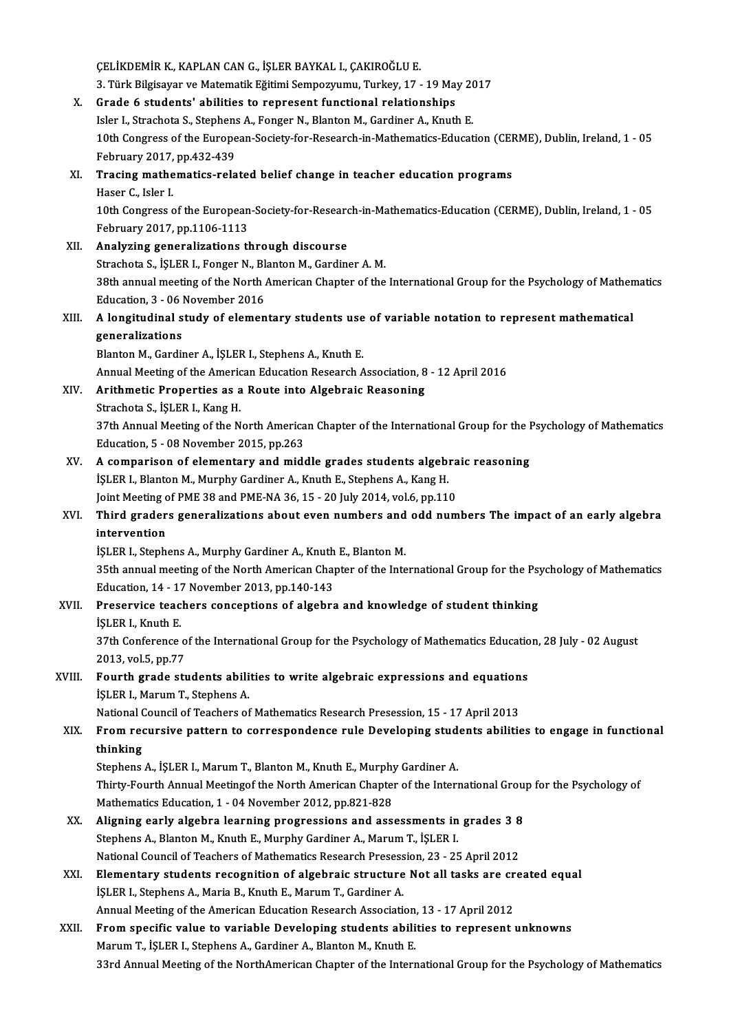ÇELİKDEMİR K., KAPLAN CAN G., İŞLER BAYKAL I., ÇAKIROĞLU E.
3. Türk Bilgisayar ve Matematik Eğitimi Sempozyumu, Turkey, 17 - 19 May 2017

X. **Grade 6 students' abilities to represent functional relationships**
Isler I., Strachota S., Stephens A., Fonger N., Blanton M., Gardiner A., Knuth E.
10th Congress of the European-Society-for-Research-in-Mathematics-Education (CERME), Dublin, Ireland, 1 - 05 February 2017, pp.432-439

XI. **Tracing mathematics-related belief change in teacher education programs**
Haser C., Isler I.
10th Congress of the European-Society-for-Research-in-Mathematics-Education (CERME), Dublin, Ireland, 1 - 05 February 2017, pp.1106-1113

XII. **Analyzing generalizations through discourse**
Strachota S., İŞLER I., Fonger N., Blanton M., Gardiner A. M.
38th annual meeting of the North American Chapter of the International Group for the Psychology of Mathematics Education, 3 - 06 November 2016

XIII. **A longitudinal study of elementary students use of variable notation to represent mathematical generalizations**
Blanton M., Gardiner A., İŞLER I., Stephens A., Knuth E.
Annual Meeting of the American Education Research Association, 8 - 12 April 2016

XIV. **Arithmetic Properties as a Route into Algebraic Reasoning**
Strachota S., İŞLER I., Kang H.
37th Annual Meeting of the North American Chapter of the International Group for the Psychology of Mathematics Education, 5 - 08 November 2015, pp.263

XV. **A comparison of elementary and middle grades students algebraic reasoning**
İŞLER I., Blanton M., Murphy Gardiner A., Knuth E., Stephens A., Kang H.
Joint Meeting of PME 38 and PME-NA 36, 15 - 20 July 2014, vol.6, pp.110

XVI. **Third graders generalizations about even numbers and odd numbers The impact of an early algebra intervention**
İŞLER I., Stephens A., Murphy Gardiner A., Knuth E., Blanton M.
35th annual meeting of the North American Chapter of the International Group for the Psychology of Mathematics Education, 14 - 17 November 2013, pp.140-143

XVII. **Preservice teachers conceptions of algebra and knowledge of student thinking**
İŞLER I., Knuth E.
37th Conference of the International Group for the Psychology of Mathematics Education, 28 July - 02 August 2013, vol.5, pp.77

XVIII. **Fourth grade students abilities to write algebraic expressions and equations**
İŞLER I., Marum T., Stephens A.
National Council of Teachers of Mathematics Research Presession, 15 - 17 April 2013

XIX. **From recursive pattern to correspondence rule Developing students abilities to engage in functional thinking**
Stephens A., İŞLER I., Marum T., Blanton M., Knuth E., Murphy Gardiner A.
Thirty-Fourth Annual Meetingof the North American Chapter of the International Group for the Psychology of Mathematics Education, 1 - 04 November 2012, pp.821-828

XX. **Aligning early algebra learning progressions and assessments in grades 3 8**
Stephens A., Blanton M., Knuth E., Murphy Gardiner A., Marum T., İŞLER I.
National Council of Teachers of Mathematics Research Presession, 23 - 25 April 2012

XXI. **Elementary students recognition of algebraic structure Not all tasks are created equal**
İŞLER I., Stephens A., Maria B., Knuth E., Marum T., Gardiner A.
Annual Meeting of the American Education Research Association, 13 - 17 April 2012

XXII. **From specific value to variable Developing students abilities to represent unknowns**
Marum T., İŞLER I., Stephens A., Gardiner A., Blanton M., Knuth E.
33rd Annual Meeting of the NorthAmerican Chapter of the International Group for the Psychology of Mathematics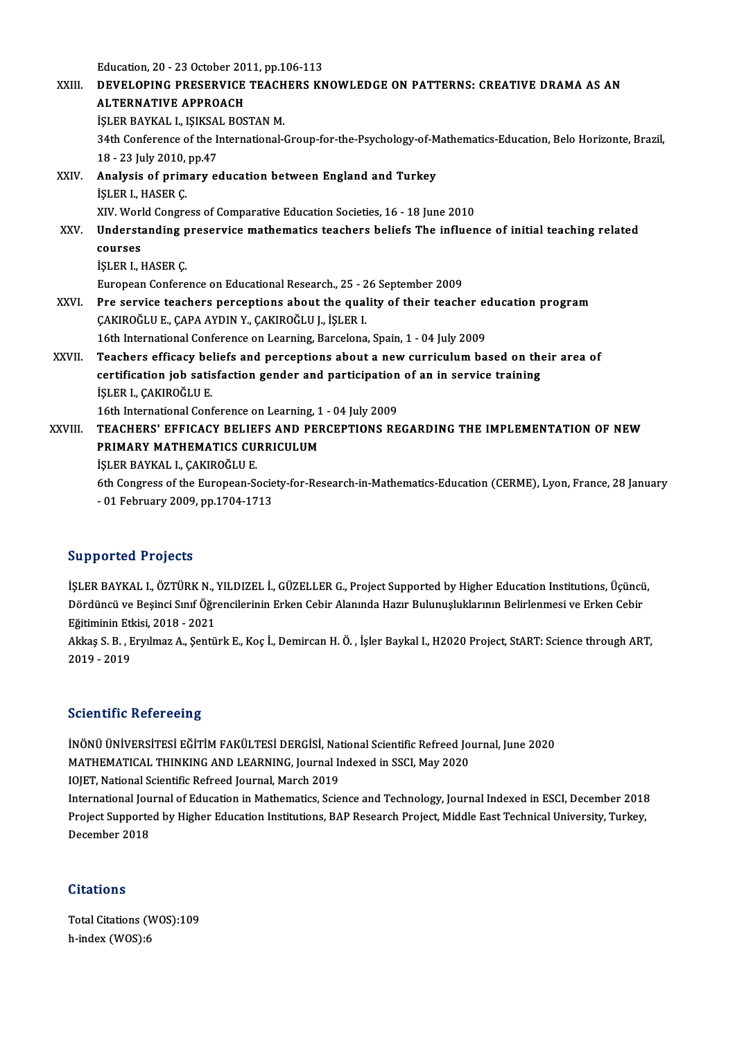Education, 20 - 23 October 2011, pp.106-113

XXIII. **DEVELOPING PRESERVICE TEACHERS KNOWLEDGE ON PATTERNS: CREATIVE DRAMA AS AN ALTERNATIVE APPROACH**
İŞLER BAYKAL I., IŞIKSAL BOSTAN M.
34th Conference of the International-Group-for-the-Psychology-of-Mathematics-Education, Belo Horizonte, Brazil, 18 - 23 July 2010, pp.47

XXIV. **Analysis of primary education between England and Turkey**
İŞLER I., HASER Ç.
XIV. World Congress of Comparative Education Societies, 16 - 18 June 2010

XXV. **Understanding preservice mathematics teachers beliefs The influence of initial teaching related courses**
İŞLER I., HASER Ç.
European Conference on Educational Research., 25 - 26 September 2009

XXVI. **Pre service teachers perceptions about the quality of their teacher education program**
ÇAKIROĞLU E., ÇAPA AYDIN Y., ÇAKIROĞLU J., İŞLER I.
16th International Conference on Learning, Barcelona, Spain, 1 - 04 July 2009

XXVII. **Teachers efficacy beliefs and perceptions about a new curriculum based on their area of certification job satisfaction gender and participation of an in service training**
İŞLER I., ÇAKIROĞLU E.
16th International Conference on Learning, 1 - 04 July 2009

XXVIII. **TEACHERS' EFFICACY BELIEFS AND PERCEPTIONS REGARDING THE IMPLEMENTATION OF NEW PRIMARY MATHEMATICS CURRICULUM**
İŞLER BAYKAL I., ÇAKIROĞLU E.
6th Congress of the European-Society-for-Research-in-Mathematics-Education (CERME), Lyon, France, 28 January - 01 February 2009, pp.1704-1713

## Supported Projects

İŞLER BAYKAL I., ÖZTÜRK N., YILDIZEL İ., GÜZELLER G., Project Supported by Higher Education Institutions, Üçüncü, Dördüncü ve Beşinci Sınıf Öğrencilerinin Erken Cebir Alanında Hazır Bulunuşluklarının Belirlenmesi ve Erken Cebir Eğitiminin Etkisi, 2018 - 2021

Akkaş S. B. , Eryılmaz A., Şentürk E., Koç İ., Demircan H. Ö. , İşler Baykal I., H2020 Project, StART: Science through ART, 2019 - 2019

## Scientific Refereeing

İNÖNÜ ÜNİVERSİTESİ EĞİTİM FAKÜLTESİ DERGİSİ, National Scientific Refreed Journal, June 2020
MATHEMATICAL THINKING AND LEARNING, Journal Indexed in SSCI, May 2020
IOJET, National Scientific Refreed Journal, March 2019
International Journal of Education in Mathematics, Science and Technology, Journal Indexed in ESCI, December 2018
Project Supported by Higher Education Institutions, BAP Research Project, Middle East Technical University, Turkey, December 2018

## Citations

Total Citations (WOS):109
h-index (WOS):6